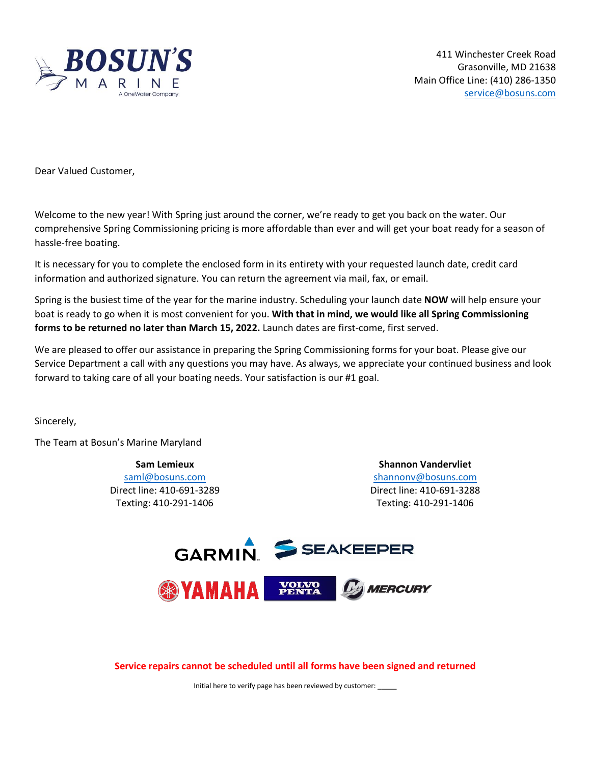**BOSUN'S MARINE**
A OneWater Company

411 Winchester Creek Road
Grasonville, MD 21638
Main Office Line: (410) 286-1350
service@bosuns.com

Dear Valued Customer,

Welcome to the new year! With Spring just around the corner, we're ready to get you back on the water. Our comprehensive Spring Commissioning pricing is more affordable than ever and will get your boat ready for a season of hassle-free boating.

It is necessary for you to complete the enclosed form in its entirety with your requested launch date, credit card information and authorized signature. You can return the agreement via mail, fax, or email.

Spring is the busiest time of the year for the marine industry. Scheduling your launch date **NOW** will help ensure your boat is ready to go when it is most convenient for you. **With that in mind, we would like all Spring Commissioning forms to be returned no later than March 15, 2022.** Launch dates are first-come, first served.

We are pleased to offer our assistance in preparing the Spring Commissioning forms for your boat. Please give our Service Department a call with any questions you may have. As always, we appreciate your continued business and look forward to taking care of all your boating needs. Your satisfaction is our #1 goal.

Sincerely,

The Team at Bosun's Marine Maryland

**Sam Lemieux**
saml@bosuns.com
Direct line: 410-691-3289
Texting: 410-291-1406

**Shannon Vandervliet**
shannonv@bosuns.com
Direct line: 410-691-3288
Texting: 410-291-1406

GARMIN | SEAKEEPER | YAMAHA | VOLVO PENTA | MERCURY

**Service repairs cannot be scheduled until all forms have been signed and returned**

Initial here to verify page has been reviewed by customer: _____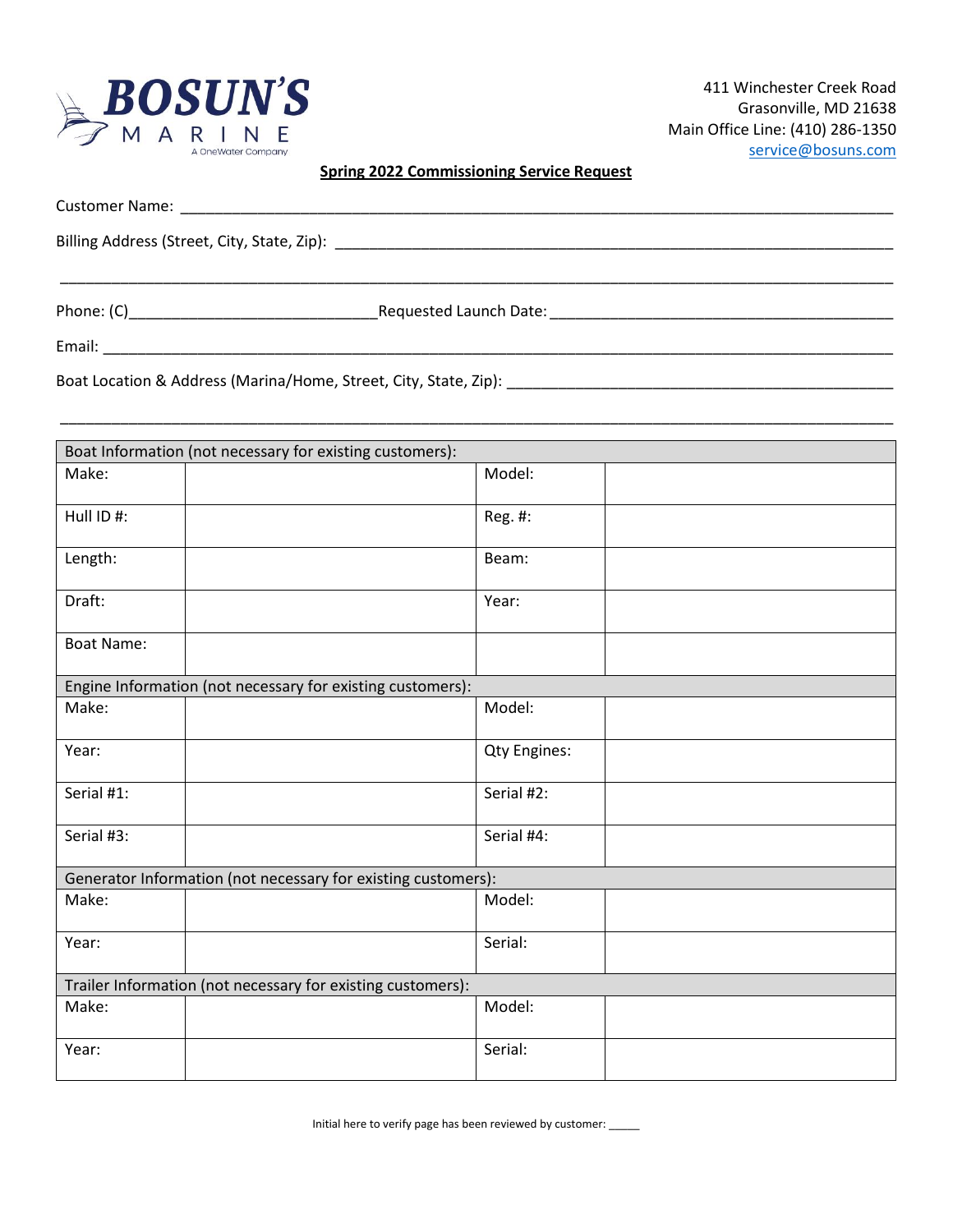**BOSUN'S MARINE**
A OneWater Company

411 Winchester Creek Road
Grasonville, MD 21638
Main Office Line: (410) 286-1350
service@bosuns.com

## Spring 2022 Commissioning Service Request

Customer Name: ____________________________________________________________________________

Billing Address (Street, City, State, Zip): _____________________________________________________

______________________________________________________________________________________

Phone: (C)___________________________ Requested Launch Date: ______________________________________

Email: ________________________________________________________________________________

Boat Location & Address (Marina/Home, Street, City, State, Zip): ______________________________________

______________________________________________________________________________________

| Boat Information (not necessary for existing customers): | | | |
|---|---|---|---|
| Make: | | Model: | |
| Hull ID #: | | Reg. #: | |
| Length: | | Beam: | |
| Draft: | | Year: | |
| Boat Name: | | | |
| **Engine Information (not necessary for existing customers):** | | | |
| Make: | | Model: | |
| Year: | | Qty Engines: | |
| Serial #1: | | Serial #2: | |
| Serial #3: | | Serial #4: | |
| **Generator Information (not necessary for existing customers):** | | | |
| Make: | | Model: | |
| Year: | | Serial: | |
| **Trailer Information (not necessary for existing customers):** | | | |
| Make: | | Model: | |
| Year: | | Serial: | |

Initial here to verify page has been reviewed by customer: _____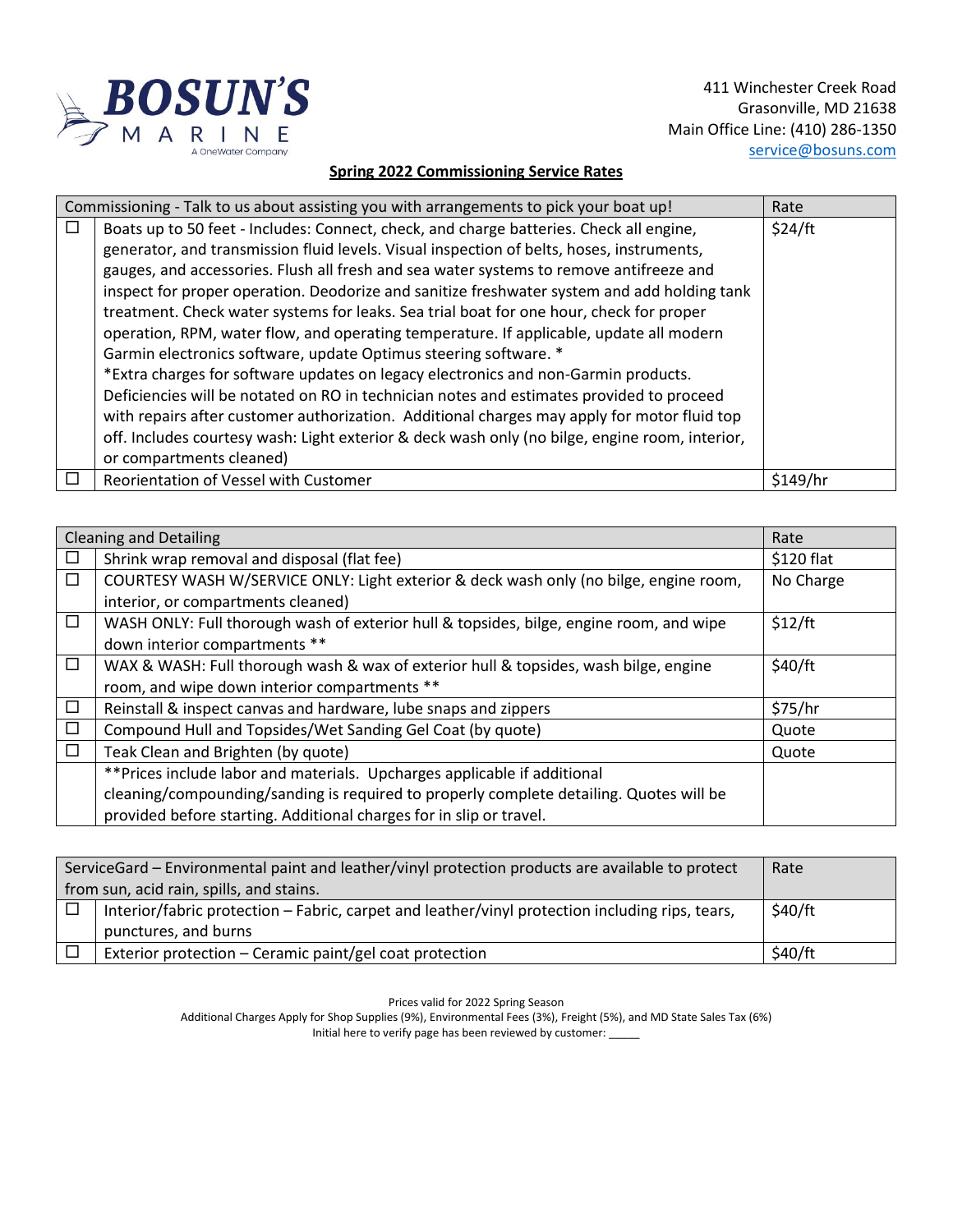**BOSUN'S MARINE**
A OneWater Company

411 Winchester Creek Road
Grasonville, MD 21638
Main Office Line: (410) 286-1350
service@bosuns.com

## Spring 2022 Commissioning Service Rates

| | Commissioning - Talk to us about assisting you with arrangements to pick your boat up! | Rate |
|---|---|---|
| ☐ | Boats up to 50 feet - Includes: Connect, check, and charge batteries. Check all engine, generator, and transmission fluid levels. Visual inspection of belts, hoses, instruments, gauges, and accessories. Flush all fresh and sea water systems to remove antifreeze and inspect for proper operation. Deodorize and sanitize freshwater system and add holding tank treatment. Check water systems for leaks. Sea trial boat for one hour, check for proper operation, RPM, water flow, and operating temperature. If applicable, update all modern Garmin electronics software, update Optimus steering software. * *Extra charges for software updates on legacy electronics and non-Garmin products. Deficiencies will be notated on RO in technician notes and estimates provided to proceed with repairs after customer authorization. Additional charges may apply for motor fluid top off. Includes courtesy wash: Light exterior & deck wash only (no bilge, engine room, interior, or compartments cleaned) | $24/ft |
| ☐ | Reorientation of Vessel with Customer | $149/hr |

| | Cleaning and Detailing | Rate |
|---|---|---|
| ☐ | Shrink wrap removal and disposal (flat fee) | $120 flat |
| ☐ | COURTESY WASH W/SERVICE ONLY: Light exterior & deck wash only (no bilge, engine room, interior, or compartments cleaned) | No Charge |
| ☐ | WASH ONLY: Full thorough wash of exterior hull & topsides, bilge, engine room, and wipe down interior compartments ** | $12/ft |
| ☐ | WAX & WASH: Full thorough wash & wax of exterior hull & topsides, wash bilge, engine room, and wipe down interior compartments ** | $40/ft |
| ☐ | Reinstall & inspect canvas and hardware, lube snaps and zippers | $75/hr |
| ☐ | Compound Hull and Topsides/Wet Sanding Gel Coat (by quote) | Quote |
| ☐ | Teak Clean and Brighten (by quote) | Quote |
| | **Prices include labor and materials. Upcharges applicable if additional cleaning/compounding/sanding is required to properly complete detailing. Quotes will be provided before starting. Additional charges for in slip or travel. | |

| | ServiceGard – Environmental paint and leather/vinyl protection products are available to protect from sun, acid rain, spills, and stains. | Rate |
|---|---|---|
| ☐ | Interior/fabric protection – Fabric, carpet and leather/vinyl protection including rips, tears, punctures, and burns | $40/ft |
| ☐ | Exterior protection – Ceramic paint/gel coat protection | $40/ft |

Prices valid for 2022 Spring Season
Additional Charges Apply for Shop Supplies (9%), Environmental Fees (3%), Freight (5%), and MD State Sales Tax (6%)
Initial here to verify page has been reviewed by customer: _____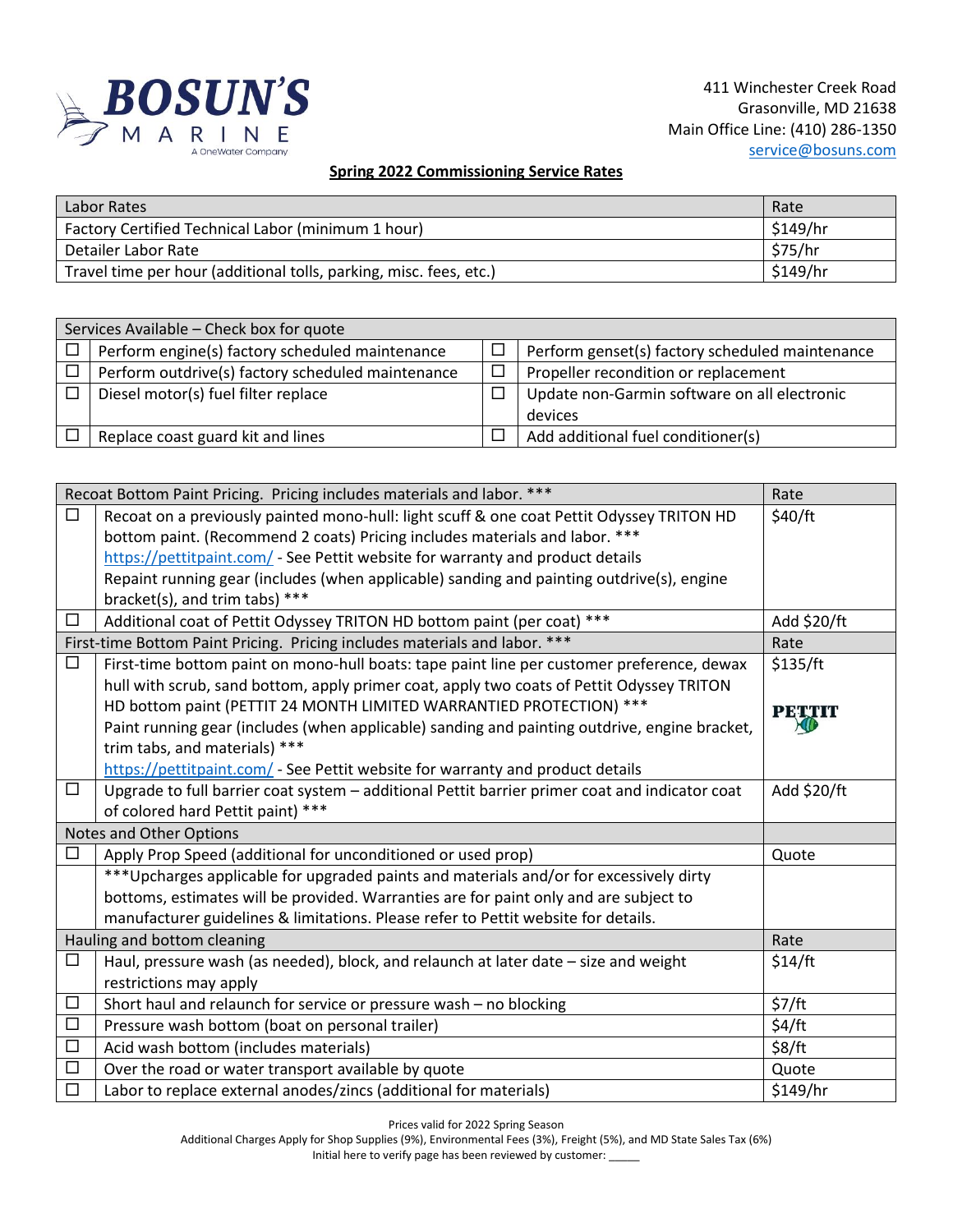**BOSUN'S MARINE**
A OneWater Company

411 Winchester Creek Road
Grasonville, MD 21638
Main Office Line: (410) 286-1350
service@bosuns.com

## Spring 2022 Commissioning Service Rates

| Labor Rates | Rate |
|---|---|
| Factory Certified Technical Labor (minimum 1 hour) | $149/hr |
| Detailer Labor Rate | $75/hr |
| Travel time per hour (additional tolls, parking, misc. fees, etc.) | $149/hr |

| Services Available – Check box for quote | | | |
|---|---|---|---|
| ☐ | Perform engine(s) factory scheduled maintenance | ☐ | Perform genset(s) factory scheduled maintenance |
| ☐ | Perform outdrive(s) factory scheduled maintenance | ☐ | Propeller recondition or replacement |
| ☐ | Diesel motor(s) fuel filter replace | ☐ | Update non-Garmin software on all electronic devices |
| ☐ | Replace coast guard kit and lines | ☐ | Add additional fuel conditioner(s) |

| Recoat Bottom Paint Pricing. Pricing includes materials and labor. *** | | Rate |
|---|---|---|
| ☐ | Recoat on a previously painted mono-hull: light scuff & one coat Pettit Odyssey TRITON HD bottom paint. (Recommend 2 coats) Pricing includes materials and labor. *** https://pettitpaint.com/ - See Pettit website for warranty and product details Repaint running gear (includes (when applicable) sanding and painting outdrive(s), engine bracket(s), and trim tabs) *** | $40/ft |
| ☐ | Additional coat of Pettit Odyssey TRITON HD bottom paint (per coat) *** | Add $20/ft |
| First-time Bottom Paint Pricing. Pricing includes materials and labor. *** | | Rate |
| ☐ | First-time bottom paint on mono-hull boats: tape paint line per customer preference, dewax hull with scrub, sand bottom, apply primer coat, apply two coats of Pettit Odyssey TRITON HD bottom paint (PETTIT 24 MONTH LIMITED WARRANTIED PROTECTION) *** Paint running gear (includes (when applicable) sanding and painting outdrive, engine bracket, trim tabs, and materials) *** https://pettitpaint.com/ - See Pettit website for warranty and product details | $135/ft PETTIT |
| ☐ | Upgrade to full barrier coat system – additional Pettit barrier primer coat and indicator coat of colored hard Pettit paint) *** | Add $20/ft |
| Notes and Other Options | | |
| ☐ | Apply Prop Speed (additional for unconditioned or used prop) | Quote |
| | ***Upcharges applicable for upgraded paints and materials and/or for excessively dirty bottoms, estimates will be provided. Warranties are for paint only and are subject to manufacturer guidelines & limitations. Please refer to Pettit website for details. | |
| Hauling and bottom cleaning | | Rate |
| ☐ | Haul, pressure wash (as needed), block, and relaunch at later date – size and weight restrictions may apply | $14/ft |
| ☐ | Short haul and relaunch for service or pressure wash – no blocking | $7/ft |
| ☐ | Pressure wash bottom (boat on personal trailer) | $4/ft |
| ☐ | Acid wash bottom (includes materials) | $8/ft |
| ☐ | Over the road or water transport available by quote | Quote |
| ☐ | Labor to replace external anodes/zincs (additional for materials) | $149/hr |

Prices valid for 2022 Spring Season
Additional Charges Apply for Shop Supplies (9%), Environmental Fees (3%), Freight (5%), and MD State Sales Tax (6%)
Initial here to verify page has been reviewed by customer: _____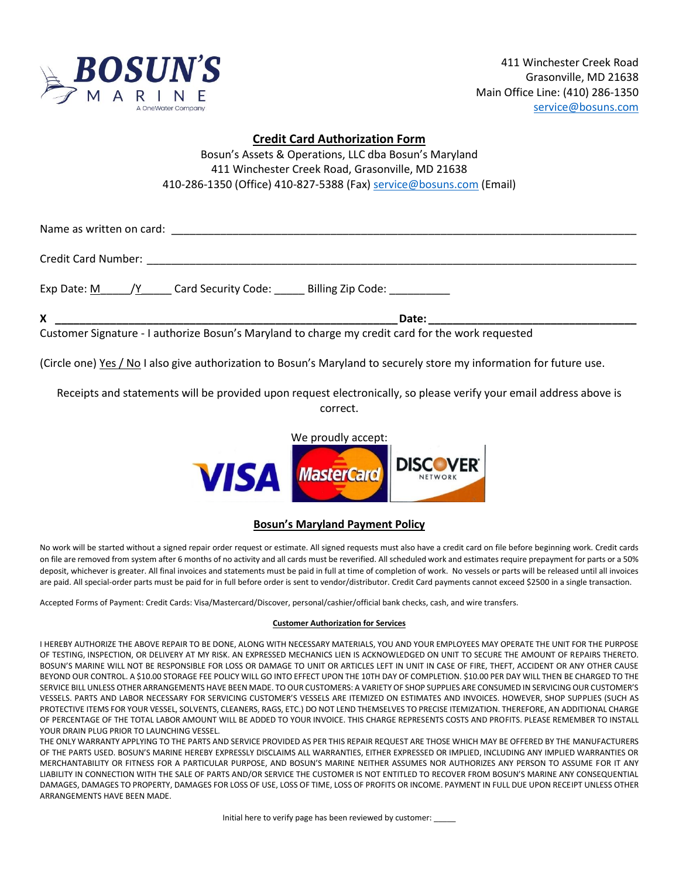BOSUN'S MARINE
A OneWater Company

411 Winchester Creek Road
Grasonville, MD 21638
Main Office Line: (410) 286-1350
service@bosuns.com

## Credit Card Authorization Form

Bosun's Assets & Operations, LLC dba Bosun's Maryland
411 Winchester Creek Road, Grasonville, MD 21638
410-286-1350 (Office) 410-827-5388 (Fax) service@bosuns.com (Email)

Name as written on card: ______________________________________________________________

Credit Card Number: ______________________________________________________________

Exp Date: M_____/Y_____ Card Security Code: _____ Billing Zip Code: __________

**X** ______________________________________________ **Date:** ______________________________
Customer Signature - I authorize Bosun's Maryland to charge my credit card for the work requested

(Circle one) Yes / No I also give authorization to Bosun's Maryland to securely store my information for future use.

Receipts and statements will be provided upon request electronically, so please verify your email address above is correct.

We proudly accept:

VISA MasterCard DISCOVER NETWORK

## Bosun's Maryland Payment Policy

No work will be started without a signed repair order request or estimate. All signed requests must also have a credit card on file before beginning work. Credit cards on file are removed from system after 6 months of no activity and all cards must be reverified. All scheduled work and estimates require prepayment for parts or a 50% deposit, whichever is greater. All final invoices and statements must be paid in full at time of completion of work. No vessels or parts will be released until all invoices are paid. All special-order parts must be paid for in full before order is sent to vendor/distributor. Credit Card payments cannot exceed $2500 in a single transaction.

Accepted Forms of Payment: Credit Cards: Visa/Mastercard/Discover, personal/cashier/official bank checks, cash, and wire transfers.

### Customer Authorization for Services

I HEREBY AUTHORIZE THE ABOVE REPAIR TO BE DONE, ALONG WITH NECESSARY MATERIALS, YOU AND YOUR EMPLOYEES MAY OPERATE THE UNIT FOR THE PURPOSE OF TESTING, INSPECTION, OR DELIVERY AT MY RISK. AN EXPRESSED MECHANICS LIEN IS ACKNOWLEDGED ON UNIT TO SECURE THE AMOUNT OF REPAIRS THERETO. BOSUN'S MARINE WILL NOT BE RESPONSIBLE FOR LOSS OR DAMAGE TO UNIT OR ARTICLES LEFT IN UNIT IN CASE OF FIRE, THEFT, ACCIDENT OR ANY OTHER CAUSE BEYOND OUR CONTROL. A $10.00 STORAGE FEE POLICY WILL GO INTO EFFECT UPON THE 10TH DAY OF COMPLETION. $10.00 PER DAY WILL THEN BE CHARGED TO THE SERVICE BILL UNLESS OTHER ARRANGEMENTS HAVE BEEN MADE. TO OUR CUSTOMERS: A VARIETY OF SHOP SUPPLIES ARE CONSUMED IN SERVICING OUR CUSTOMER'S VESSELS. PARTS AND LABOR NECESSARY FOR SERVICING CUSTOMER'S VESSELS ARE ITEMIZED ON ESTIMATES AND INVOICES. HOWEVER, SHOP SUPPLIES (SUCH AS PROTECTIVE ITEMS FOR YOUR VESSEL, SOLVENTS, CLEANERS, RAGS, ETC.) DO NOT LEND THEMSELVES TO PRECISE ITEMIZATION. THEREFORE, AN ADDITIONAL CHARGE OF PERCENTAGE OF THE TOTAL LABOR AMOUNT WILL BE ADDED TO YOUR INVOICE. THIS CHARGE REPRESENTS COSTS AND PROFITS. PLEASE REMEMBER TO INSTALL YOUR DRAIN PLUG PRIOR TO LAUNCHING VESSEL.
THE ONLY WARRANTY APPLYING TO THE PARTS AND SERVICE PROVIDED AS PER THIS REPAIR REQUEST ARE THOSE WHICH MAY BE OFFERED BY THE MANUFACTURERS OF THE PARTS USED. BOSUN'S MARINE HEREBY EXPRESSLY DISCLAIMS ALL WARRANTIES, EITHER EXPRESSED OR IMPLIED, INCLUDING ANY IMPLIED WARRANTIES OR MERCHANTABILITY OR FITNESS FOR A PARTICULAR PURPOSE, AND BOSUN'S MARINE NEITHER ASSUMES NOR AUTHORIZES ANY PERSON TO ASSUME FOR IT ANY LIABILITY IN CONNECTION WITH THE SALE OF PARTS AND/OR SERVICE THE CUSTOMER IS NOT ENTITLED TO RECOVER FROM BOSUN'S MARINE ANY CONSEQUENTIAL DAMAGES, DAMAGES TO PROPERTY, DAMAGES FOR LOSS OF USE, LOSS OF TIME, LOSS OF PROFITS OR INCOME. PAYMENT IN FULL DUE UPON RECEIPT UNLESS OTHER ARRANGEMENTS HAVE BEEN MADE.

Initial here to verify page has been reviewed by customer: _____